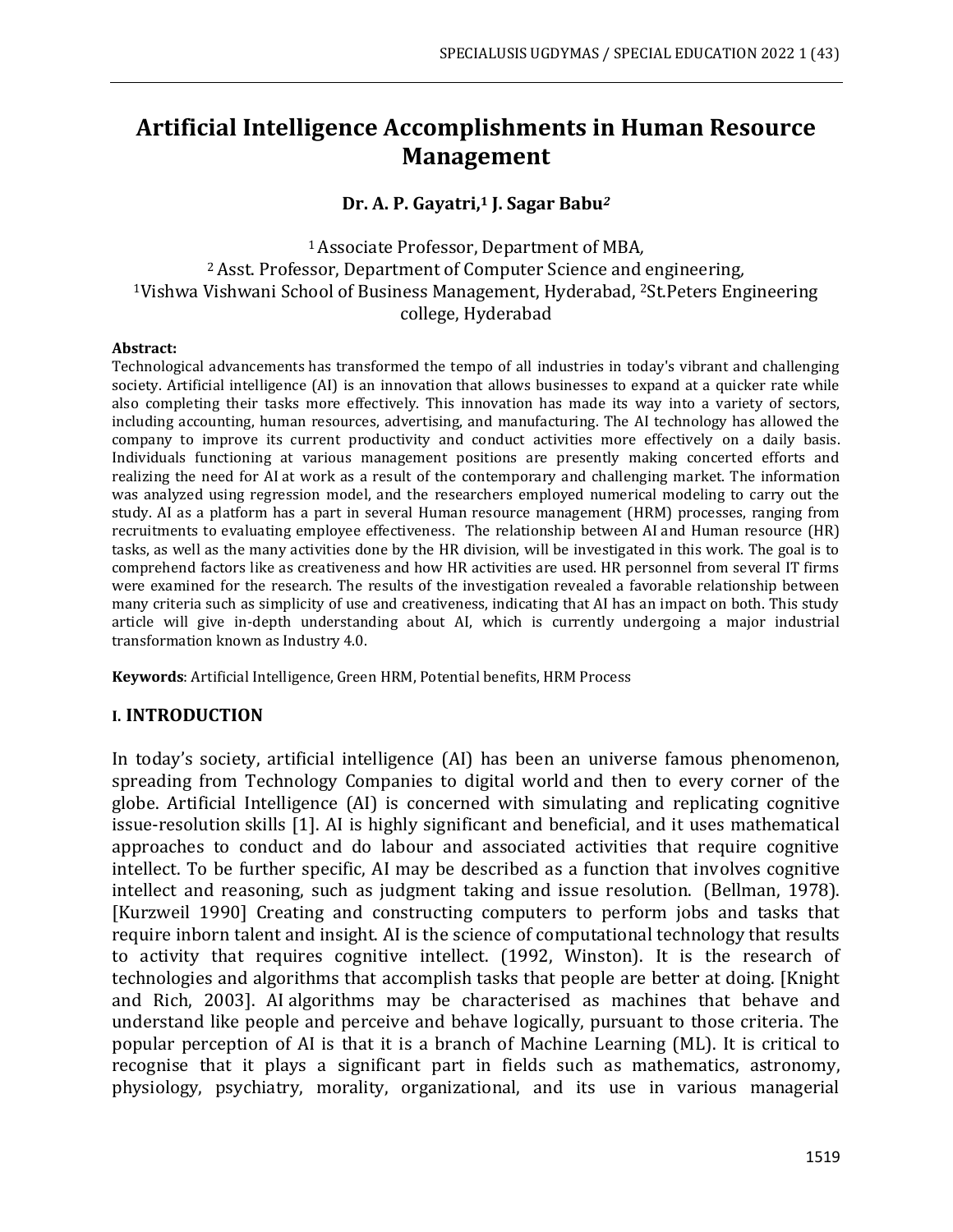# Artificial Intelligence Accomplishments in Human Resource Management

**Dr. A. P. Gayatri,[1] J. Sagar Babu[2]**

[1] Associate Professor, Department of MBA,
[2] Asst. Professor, Department of Computer Science and engineering,
[1]Vishwa Vishwani School of Business Management, Hyderabad, [2]St.Peters Engineering college, Hyderabad

**Abstract:**
Technological advancements has transformed the tempo of all industries in today's vibrant and challenging society. Artificial intelligence (AI) is an innovation that allows businesses to expand at a quicker rate while also completing their tasks more effectively. This innovation has made its way into a variety of sectors, including accounting, human resources, advertising, and manufacturing. The AI technology has allowed the company to improve its current productivity and conduct activities more effectively on a daily basis. Individuals functioning at various management positions are presently making concerted efforts and realizing the need for AI at work as a result of the contemporary and challenging market. The information was analyzed using regression model, and the researchers employed numerical modeling to carry out the study. AI as a platform has a part in several Human resource management (HRM) processes, ranging from recruitments to evaluating employee effectiveness. The relationship between AI and Human resource (HR) tasks, as well as the many activities done by the HR division, will be investigated in this work. The goal is to comprehend factors like as creativeness and how HR activities are used. HR personnel from several IT firms were examined for the research. The results of the investigation revealed a favorable relationship between many criteria such as simplicity of use and creativeness, indicating that AI has an impact on both. This study article will give in-depth understanding about AI, which is currently undergoing a major industrial transformation known as Industry 4.0.

**Keywords**: Artificial Intelligence, Green HRM, Potential benefits, HRM Process

## I. INTRODUCTION

In today's society, artificial intelligence (AI) has been an universe famous phenomenon, spreading from Technology Companies to digital world and then to every corner of the globe. Artificial Intelligence (AI) is concerned with simulating and replicating cognitive issue-resolution skills [1]. AI is highly significant and beneficial, and it uses mathematical approaches to conduct and do labour and associated activities that require cognitive intellect. To be further specific, AI may be described as a function that involves cognitive intellect and reasoning, such as judgment taking and issue resolution. (Bellman, 1978). [Kurzweil 1990] Creating and constructing computers to perform jobs and tasks that require inborn talent and insight. AI is the science of computational technology that results to activity that requires cognitive intellect. (1992, Winston). It is the research of technologies and algorithms that accomplish tasks that people are better at doing. [Knight and Rich, 2003]. AI algorithms may be characterised as machines that behave and understand like people and perceive and behave logically, pursuant to those criteria. The popular perception of AI is that it is a branch of Machine Learning (ML). It is critical to recognise that it plays a significant part in fields such as mathematics, astronomy, physiology, psychiatry, morality, organizational, and its use in various managerial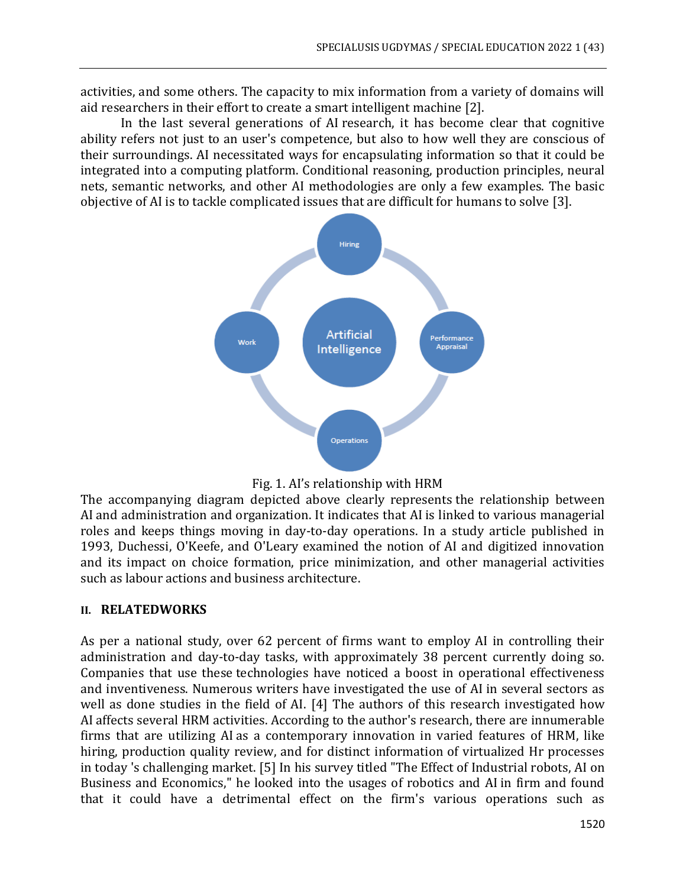activities, and some others. The capacity to mix information from a variety of domains will aid researchers in their effort to create a smart intelligent machine [2].

In the last several generations of AI research, it has become clear that cognitive ability refers not just to an user's competence, but also to how well they are conscious of their surroundings. AI necessitated ways for encapsulating information so that it could be integrated into a computing platform. Conditional reasoning, production principles, neural nets, semantic networks, and other AI methodologies are only a few examples. The basic objective of AI is to tackle complicated issues that are difficult for humans to solve [3].

Fig. 1. AI's relationship with HRM

The accompanying diagram depicted above clearly represents the relationship between AI and administration and organization. It indicates that AI is linked to various managerial roles and keeps things moving in day-to-day operations. In a study article published in 1993, Duchessi, O'Keefe, and O'Leary examined the notion of AI and digitized innovation and its impact on choice formation, price minimization, and other managerial activities such as labour actions and business architecture.

## II. RELATEDWORKS

As per a national study, over 62 percent of firms want to employ AI in controlling their administration and day-to-day tasks, with approximately 38 percent currently doing so. Companies that use these technologies have noticed a boost in operational effectiveness and inventiveness. Numerous writers have investigated the use of AI in several sectors as well as done studies in the field of AI. [4] The authors of this research investigated how AI affects several HRM activities. According to the author's research, there are innumerable firms that are utilizing AI as a contemporary innovation in varied features of HRM, like hiring, production quality review, and for distinct information of virtualized Hr processes in today 's challenging market. [5] In his survey titled "The Effect of Industrial robots, AI on Business and Economics," he looked into the usages of robotics and AI in firm and found that it could have a detrimental effect on the firm's various operations such as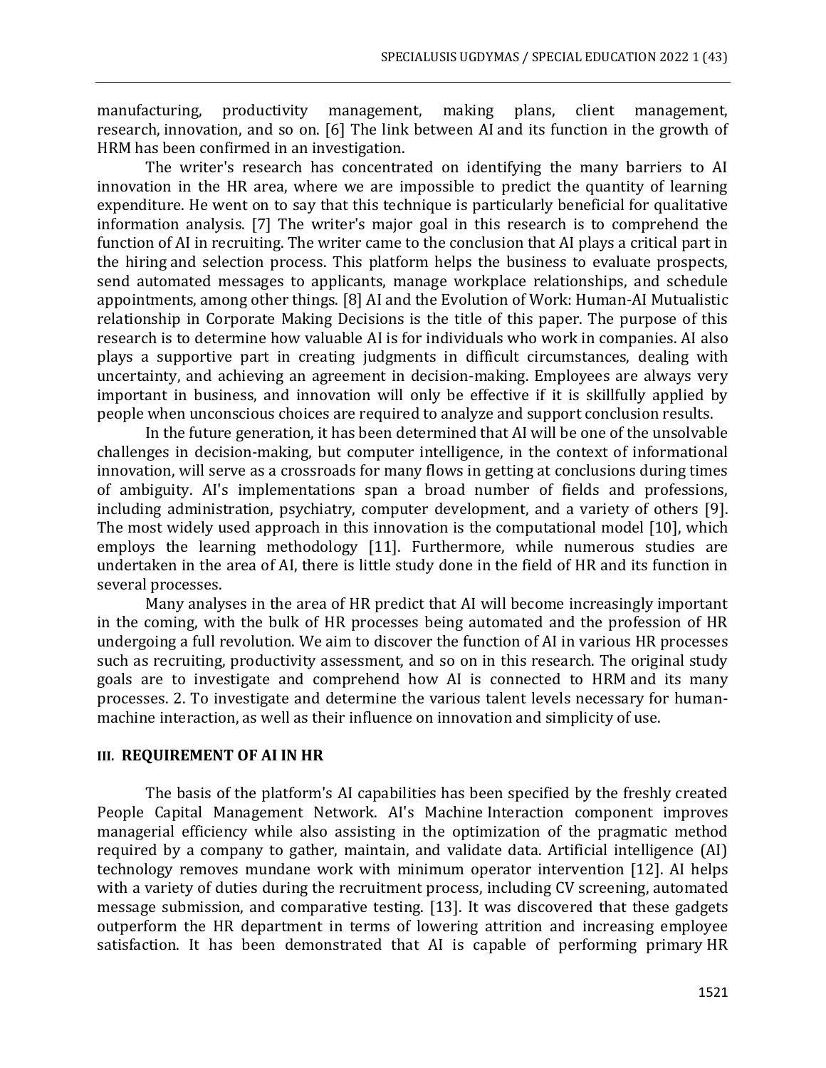manufacturing, productivity management, making plans, client management, research, innovation, and so on. [6] The link between AI and its function in the growth of HRM has been confirmed in an investigation.

The writer's research has concentrated on identifying the many barriers to AI innovation in the HR area, where we are impossible to predict the quantity of learning expenditure. He went on to say that this technique is particularly beneficial for qualitative information analysis. [7] The writer's major goal in this research is to comprehend the function of AI in recruiting. The writer came to the conclusion that AI plays a critical part in the hiring and selection process. This platform helps the business to evaluate prospects, send automated messages to applicants, manage workplace relationships, and schedule appointments, among other things. [8] AI and the Evolution of Work: Human-AI Mutualistic relationship in Corporate Making Decisions is the title of this paper. The purpose of this research is to determine how valuable AI is for individuals who work in companies. AI also plays a supportive part in creating judgments in difficult circumstances, dealing with uncertainty, and achieving an agreement in decision-making. Employees are always very important in business, and innovation will only be effective if it is skillfully applied by people when unconscious choices are required to analyze and support conclusion results.

In the future generation, it has been determined that AI will be one of the unsolvable challenges in decision-making, but computer intelligence, in the context of informational innovation, will serve as a crossroads for many flows in getting at conclusions during times of ambiguity. AI's implementations span a broad number of fields and professions, including administration, psychiatry, computer development, and a variety of others [9]. The most widely used approach in this innovation is the computational model [10], which employs the learning methodology [11]. Furthermore, while numerous studies are undertaken in the area of AI, there is little study done in the field of HR and its function in several processes.

Many analyses in the area of HR predict that AI will become increasingly important in the coming, with the bulk of HR processes being automated and the profession of HR undergoing a full revolution. We aim to discover the function of AI in various HR processes such as recruiting, productivity assessment, and so on in this research. The original study goals are to investigate and comprehend how AI is connected to HRM and its many processes. 2. To investigate and determine the various talent levels necessary for human-machine interaction, as well as their influence on innovation and simplicity of use.

## III. REQUIREMENT OF AI IN HR

The basis of the platform's AI capabilities has been specified by the freshly created People Capital Management Network. AI's Machine Interaction component improves managerial efficiency while also assisting in the optimization of the pragmatic method required by a company to gather, maintain, and validate data. Artificial intelligence (AI) technology removes mundane work with minimum operator intervention [12]. AI helps with a variety of duties during the recruitment process, including CV screening, automated message submission, and comparative testing. [13]. It was discovered that these gadgets outperform the HR department in terms of lowering attrition and increasing employee satisfaction. It has been demonstrated that AI is capable of performing primary HR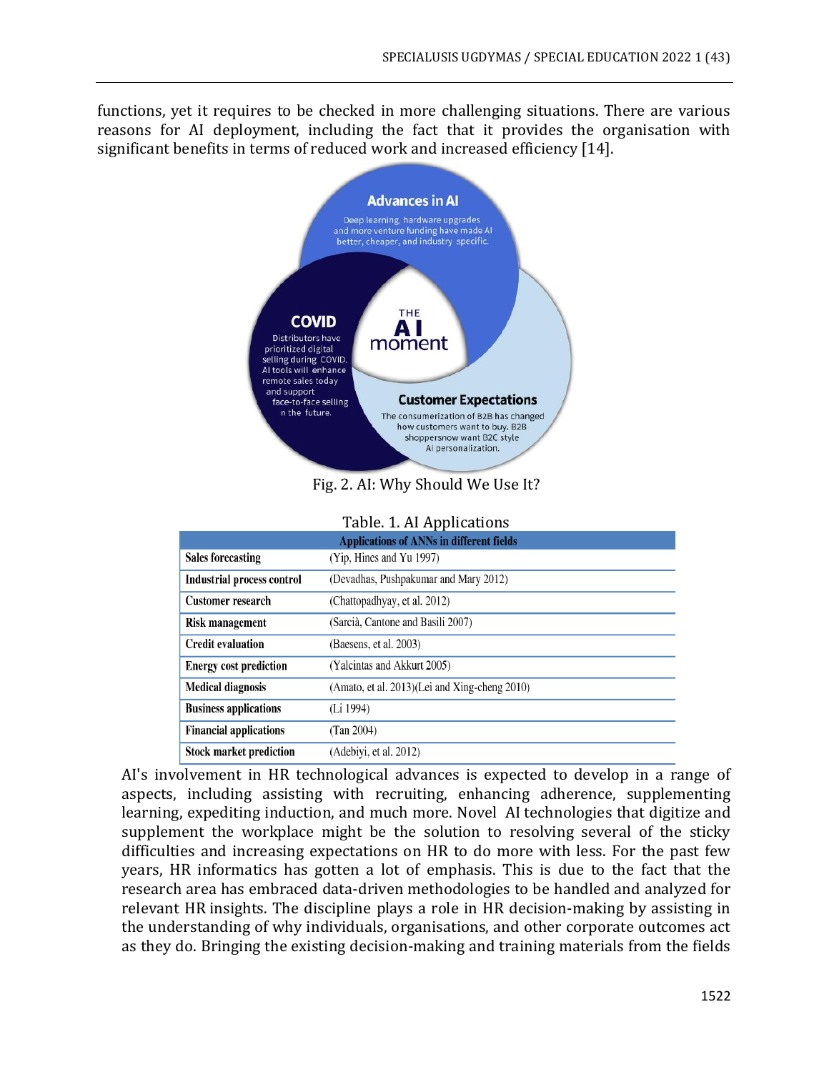functions, yet it requires to be checked in more challenging situations. There are various reasons for AI deployment, including the fact that it provides the organisation with significant benefits in terms of reduced work and increased efficiency [14].

Fig. 2. AI: Why Should We Use It?

Table. 1. AI Applications

| Applications of ANNs in different fields | |
|---|---|
| **Sales forecasting** | (Yip, Hines and Yu 1997) |
| **Industrial process control** | (Devadhas, Pushpakumar and Mary 2012) |
| **Customer research** | (Chattopadhyay, et al. 2012) |
| **Risk management** | (Sarcià, Cantone and Basili 2007) |
| **Credit evaluation** | (Baesens, et al. 2003) |
| **Energy cost prediction** | (Yalcintas and Akkurt 2005) |
| **Medical diagnosis** | (Amato, et al. 2013)(Lei and Xing-cheng 2010) |
| **Business applications** | (Li 1994) |
| **Financial applications** | (Tan 2004) |
| **Stock market prediction** | (Adebiyi, et al. 2012) |

AI's involvement in HR technological advances is expected to develop in a range of aspects, including assisting with recruiting, enhancing adherence, supplementing learning, expediting induction, and much more. Novel AI technologies that digitize and supplement the workplace might be the solution to resolving several of the sticky difficulties and increasing expectations on HR to do more with less. For the past few years, HR informatics has gotten a lot of emphasis. This is due to the fact that the research area has embraced data-driven methodologies to be handled and analyzed for relevant HR insights. The discipline plays a role in HR decision-making by assisting in the understanding of why individuals, organisations, and other corporate outcomes act as they do. Bringing the existing decision-making and training materials from the fields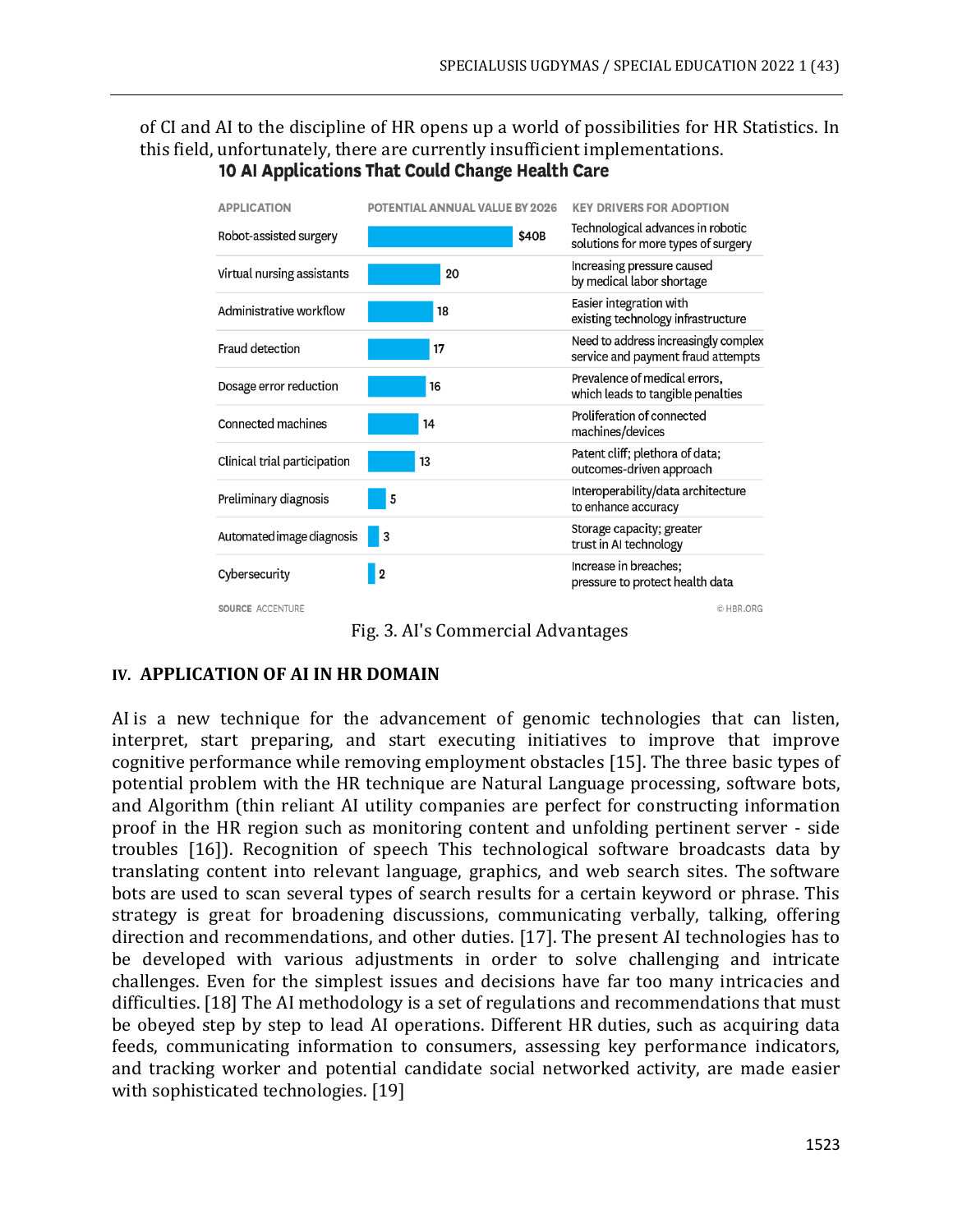of CI and AI to the discipline of HR opens up a world of possibilities for HR Statistics. In this field, unfortunately, there are currently insufficient implementations.

**10 AI Applications That Could Change Health Care**

| APPLICATION | POTENTIAL ANNUAL VALUE BY 2026 | KEY DRIVERS FOR ADOPTION |
|---|---|---|
| Robot-assisted surgery | $40B | Technological advances in robotic solutions for more types of surgery |
| Virtual nursing assistants | 20 | Increasing pressure caused by medical labor shortage |
| Administrative workflow | 18 | Easier integration with existing technology infrastructure |
| Fraud detection | 17 | Need to address increasingly complex service and payment fraud attempts |
| Dosage error reduction | 16 | Prevalence of medical errors, which leads to tangible penalties |
| Connected machines | 14 | Proliferation of connected machines/devices |
| Clinical trial participation | 13 | Patent cliff; plethora of data; outcomes-driven approach |
| Preliminary diagnosis | 5 | Interoperability/data architecture to enhance accuracy |
| Automated image diagnosis | 3 | Storage capacity; greater trust in AI technology |
| Cybersecurity | 2 | Increase in breaches; pressure to protect health data |

SOURCE ACCENTURE © HBR.ORG

Fig. 3. AI's Commercial Advantages

## IV. APPLICATION OF AI IN HR DOMAIN

AI is a new technique for the advancement of genomic technologies that can listen, interpret, start preparing, and start executing initiatives to improve that improve cognitive performance while removing employment obstacles [15]. The three basic types of potential problem with the HR technique are Natural Language processing, software bots, and Algorithm (thin reliant AI utility companies are perfect for constructing information proof in the HR region such as monitoring content and unfolding pertinent server - side troubles [16]). Recognition of speech This technological software broadcasts data by translating content into relevant language, graphics, and web search sites. The software bots are used to scan several types of search results for a certain keyword or phrase. This strategy is great for broadening discussions, communicating verbally, talking, offering direction and recommendations, and other duties. [17]. The present AI technologies has to be developed with various adjustments in order to solve challenging and intricate challenges. Even for the simplest issues and decisions have far too many intricacies and difficulties. [18] The AI methodology is a set of regulations and recommendations that must be obeyed step by step to lead AI operations. Different HR duties, such as acquiring data feeds, communicating information to consumers, assessing key performance indicators, and tracking worker and potential candidate social networked activity, are made easier with sophisticated technologies. [19]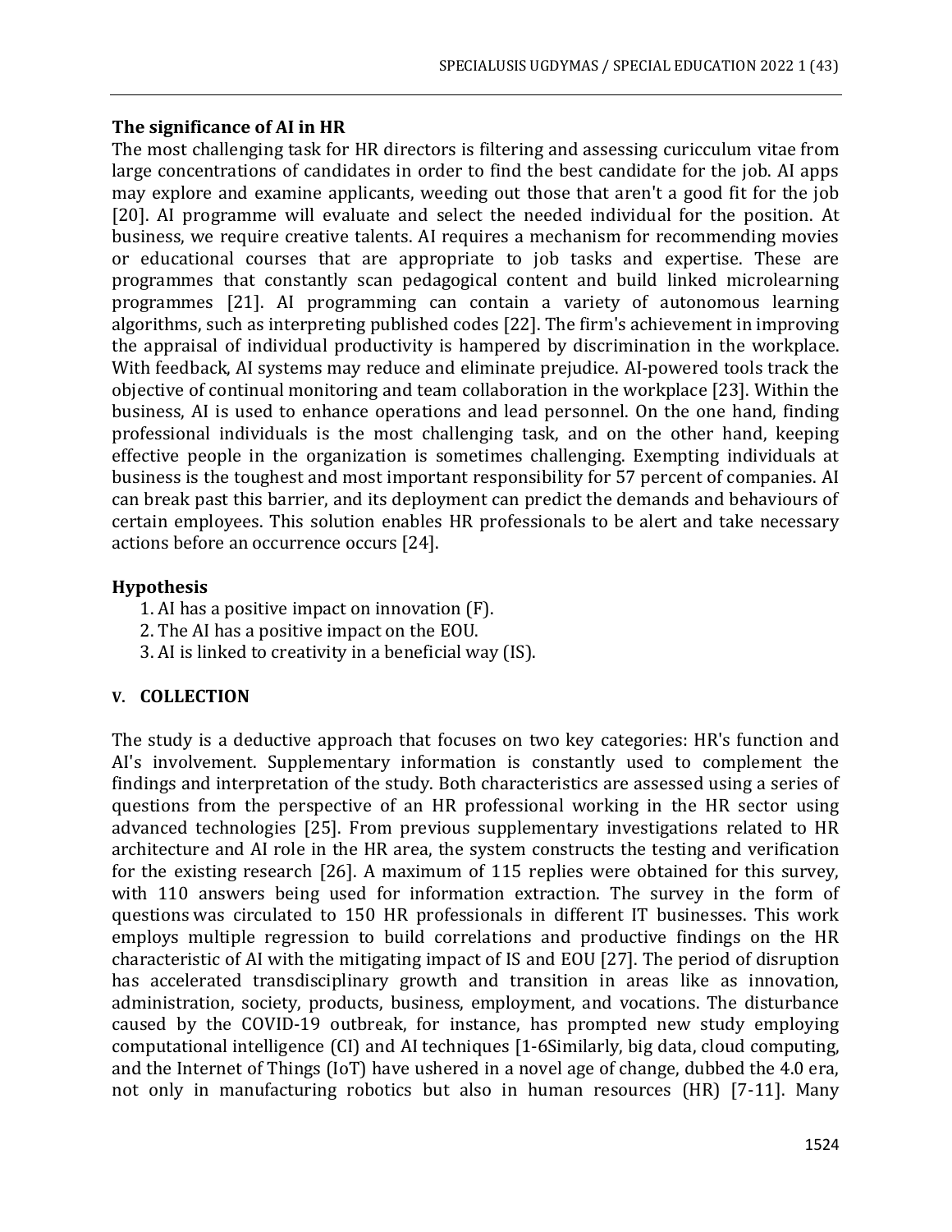### The significance of AI in HR

The most challenging task for HR directors is filtering and assessing curicculum vitae from large concentrations of candidates in order to find the best candidate for the job. AI apps may explore and examine applicants, weeding out those that aren't a good fit for the job [20]. AI programme will evaluate and select the needed individual for the position. At business, we require creative talents. AI requires a mechanism for recommending movies or educational courses that are appropriate to job tasks and expertise. These are programmes that constantly scan pedagogical content and build linked microlearning programmes [21]. AI programming can contain a variety of autonomous learning algorithms, such as interpreting published codes [22]. The firm's achievement in improving the appraisal of individual productivity is hampered by discrimination in the workplace. With feedback, AI systems may reduce and eliminate prejudice. AI-powered tools track the objective of continual monitoring and team collaboration in the workplace [23]. Within the business, AI is used to enhance operations and lead personnel. On the one hand, finding professional individuals is the most challenging task, and on the other hand, keeping effective people in the organization is sometimes challenging. Exempting individuals at business is the toughest and most important responsibility for 57 percent of companies. AI can break past this barrier, and its deployment can predict the demands and behaviours of certain employees. This solution enables HR professionals to be alert and take necessary actions before an occurrence occurs [24].

### Hypothesis

1. AI has a positive impact on innovation (F).
2. The AI has a positive impact on the EOU.
3. AI is linked to creativity in a beneficial way (IS).

## V. COLLECTION

The study is a deductive approach that focuses on two key categories: HR's function and AI's involvement. Supplementary information is constantly used to complement the findings and interpretation of the study. Both characteristics are assessed using a series of questions from the perspective of an HR professional working in the HR sector using advanced technologies [25]. From previous supplementary investigations related to HR architecture and AI role in the HR area, the system constructs the testing and verification for the existing research [26]. A maximum of 115 replies were obtained for this survey, with 110 answers being used for information extraction. The survey in the form of questions was circulated to 150 HR professionals in different IT businesses. This work employs multiple regression to build correlations and productive findings on the HR characteristic of AI with the mitigating impact of IS and EOU [27]. The period of disruption has accelerated transdisciplinary growth and transition in areas like as innovation, administration, society, products, business, employment, and vocations. The disturbance caused by the COVID-19 outbreak, for instance, has prompted new study employing computational intelligence (CI) and AI techniques [1-6Similarly, big data, cloud computing, and the Internet of Things (IoT) have ushered in a novel age of change, dubbed the 4.0 era, not only in manufacturing robotics but also in human resources (HR) [7-11]. Many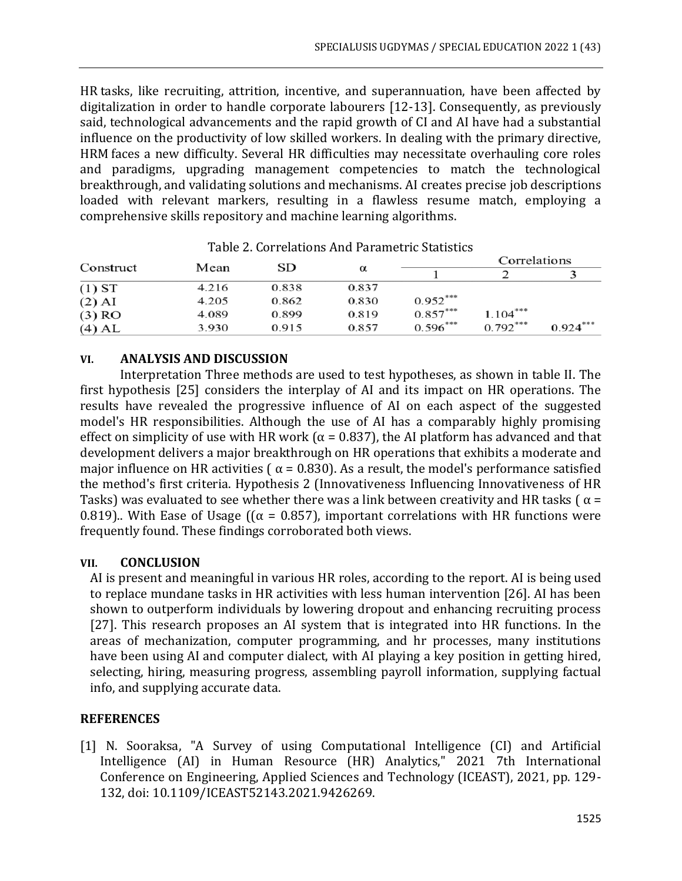HR tasks, like recruiting, attrition, incentive, and superannuation, have been affected by digitalization in order to handle corporate labourers [12-13]. Consequently, as previously said, technological advancements and the rapid growth of CI and AI have had a substantial influence on the productivity of low skilled workers. In dealing with the primary directive, HRM faces a new difficulty. Several HR difficulties may necessitate overhauling core roles and paradigms, upgrading management competencies to match the technological breakthrough, and validating solutions and mechanisms. AI creates precise job descriptions loaded with relevant markers, resulting in a flawless resume match, employing a comprehensive skills repository and machine learning algorithms.

Table 2. Correlations And Parametric Statistics

| Construct | Mean | SD | α | Correlations | | |
|---|---|---|---|---|---|---|
| | | | | 1 | 2 | 3 |
| (1) ST | 4.216 | 0.838 | 0.837 | | | |
| (2) AI | 4.205 | 0.862 | 0.830 | 0.952*** | | |
| (3) RO | 4.089 | 0.899 | 0.819 | 0.857*** | 1.104*** | |
| (4) AL | 3.930 | 0.915 | 0.857 | 0.596*** | 0.792*** | 0.924*** |

## VI. ANALYSIS AND DISCUSSION

Interpretation Three methods are used to test hypotheses, as shown in table II. The first hypothesis [25] considers the interplay of AI and its impact on HR operations. The results have revealed the progressive influence of AI on each aspect of the suggested model's HR responsibilities. Although the use of AI has a comparably highly promising effect on simplicity of use with HR work ($\alpha = 0.837$), the AI platform has advanced and that development delivers a major breakthrough on HR operations that exhibits a moderate and major influence on HR activities ( $\alpha = 0.830$). As a result, the model's performance satisfied the method's first criteria. Hypothesis 2 (Innovativeness Influencing Innovativeness of HR Tasks) was evaluated to see whether there was a link between creativity and HR tasks ( $\alpha = 0.819$).. With Ease of Usage (($\alpha = 0.857$), important correlations with HR functions were frequently found. These findings corroborated both views.

## VII. CONCLUSION

AI is present and meaningful in various HR roles, according to the report. AI is being used to replace mundane tasks in HR activities with less human intervention [26]. AI has been shown to outperform individuals by lowering dropout and enhancing recruiting process [27]. This research proposes an AI system that is integrated into HR functions. In the areas of mechanization, computer programming, and hr processes, many institutions have been using AI and computer dialect, with AI playing a key position in getting hired, selecting, hiring, measuring progress, assembling payroll information, supplying factual info, and supplying accurate data.

## REFERENCES

[1] N. Sooraksa, "A Survey of using Computational Intelligence (CI) and Artificial Intelligence (AI) in Human Resource (HR) Analytics," 2021 7th International Conference on Engineering, Applied Sciences and Technology (ICEAST), 2021, pp. 129-132, doi: 10.1109/ICEAST52143.2021.9426269.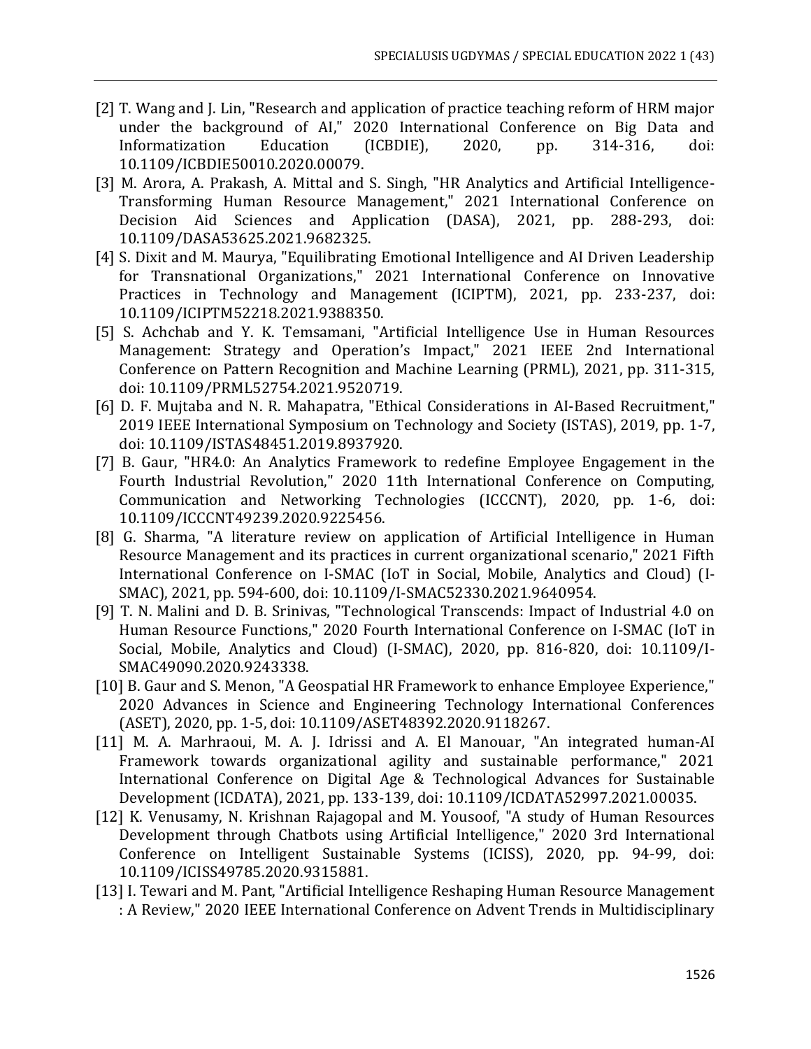[2] T. Wang and J. Lin, "Research and application of practice teaching reform of HRM major under the background of AI," 2020 International Conference on Big Data and Informatization Education (ICBDIE), 2020, pp. 314-316, doi: 10.1109/ICBDIE50010.2020.00079.

[3] M. Arora, A. Prakash, A. Mittal and S. Singh, "HR Analytics and Artificial Intelligence-Transforming Human Resource Management," 2021 International Conference on Decision Aid Sciences and Application (DASA), 2021, pp. 288-293, doi: 10.1109/DASA53625.2021.9682325.

[4] S. Dixit and M. Maurya, "Equilibrating Emotional Intelligence and AI Driven Leadership for Transnational Organizations," 2021 International Conference on Innovative Practices in Technology and Management (ICIPTM), 2021, pp. 233-237, doi: 10.1109/ICIPTM52218.2021.9388350.

[5] S. Achchab and Y. K. Temsamani, "Artificial Intelligence Use in Human Resources Management: Strategy and Operation's Impact," 2021 IEEE 2nd International Conference on Pattern Recognition and Machine Learning (PRML), 2021, pp. 311-315, doi: 10.1109/PRML52754.2021.9520719.

[6] D. F. Mujtaba and N. R. Mahapatra, "Ethical Considerations in AI-Based Recruitment," 2019 IEEE International Symposium on Technology and Society (ISTAS), 2019, pp. 1-7, doi: 10.1109/ISTAS48451.2019.8937920.

[7] B. Gaur, "HR4.0: An Analytics Framework to redefine Employee Engagement in the Fourth Industrial Revolution," 2020 11th International Conference on Computing, Communication and Networking Technologies (ICCCNT), 2020, pp. 1-6, doi: 10.1109/ICCCNT49239.2020.9225456.

[8] G. Sharma, "A literature review on application of Artificial Intelligence in Human Resource Management and its practices in current organizational scenario," 2021 Fifth International Conference on I-SMAC (IoT in Social, Mobile, Analytics and Cloud) (I-SMAC), 2021, pp. 594-600, doi: 10.1109/I-SMAC52330.2021.9640954.

[9] T. N. Malini and D. B. Srinivas, "Technological Transcends: Impact of Industrial 4.0 on Human Resource Functions," 2020 Fourth International Conference on I-SMAC (IoT in Social, Mobile, Analytics and Cloud) (I-SMAC), 2020, pp. 816-820, doi: 10.1109/I-SMAC49090.2020.9243338.

[10] B. Gaur and S. Menon, "A Geospatial HR Framework to enhance Employee Experience," 2020 Advances in Science and Engineering Technology International Conferences (ASET), 2020, pp. 1-5, doi: 10.1109/ASET48392.2020.9118267.

[11] M. A. Marhraoui, M. A. J. Idrissi and A. El Manouar, "An integrated human-AI Framework towards organizational agility and sustainable performance," 2021 International Conference on Digital Age & Technological Advances for Sustainable Development (ICDATA), 2021, pp. 133-139, doi: 10.1109/ICDATA52997.2021.00035.

[12] K. Venusamy, N. Krishnan Rajagopal and M. Yousoof, "A study of Human Resources Development through Chatbots using Artificial Intelligence," 2020 3rd International Conference on Intelligent Sustainable Systems (ICISS), 2020, pp. 94-99, doi: 10.1109/ICISS49785.2020.9315881.

[13] I. Tewari and M. Pant, "Artificial Intelligence Reshaping Human Resource Management : A Review," 2020 IEEE International Conference on Advent Trends in Multidisciplinary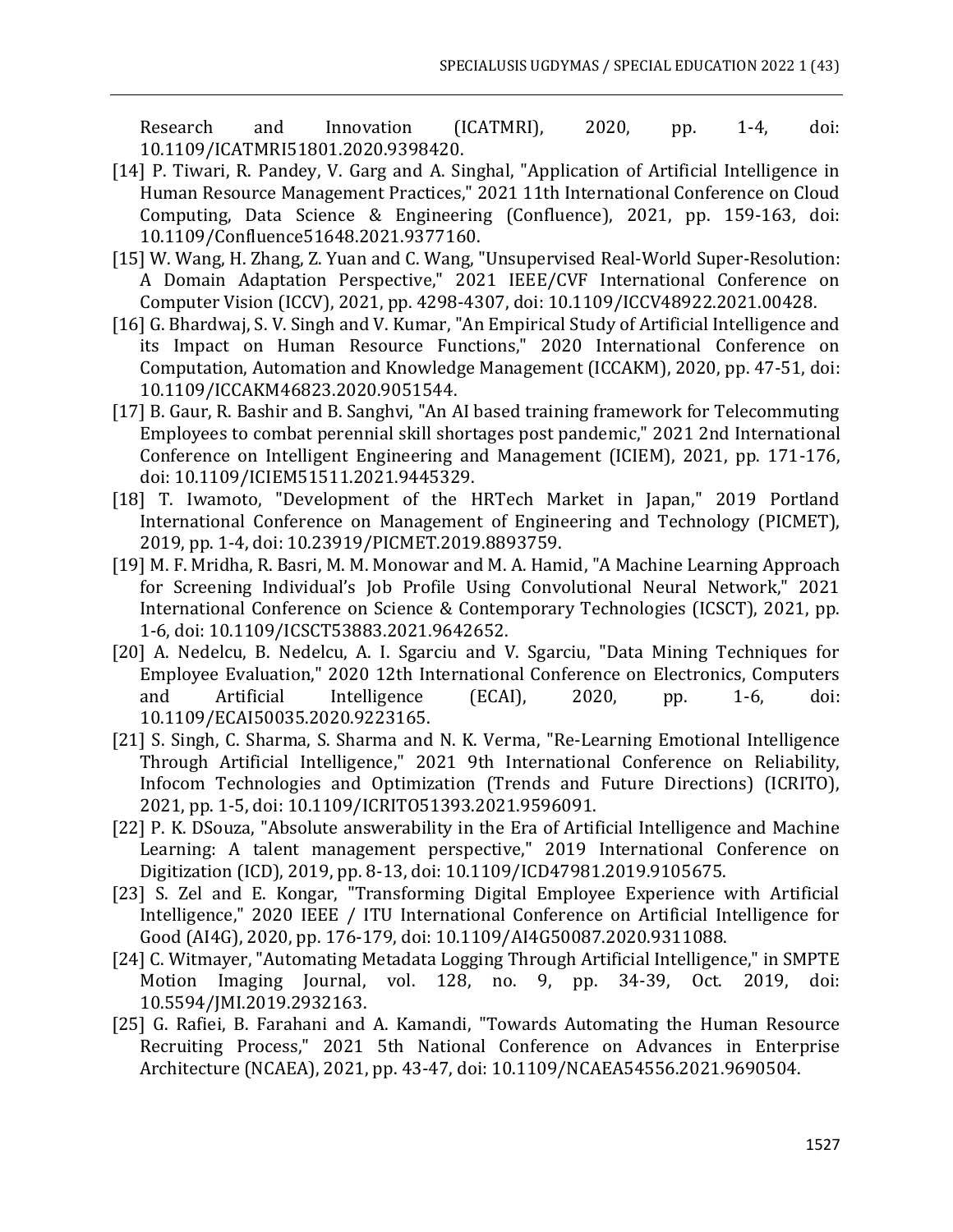Research and Innovation (ICATMRI), 2020, pp. 1-4, doi: 10.1109/ICATMRI51801.2020.9398420.

[14] P. Tiwari, R. Pandey, V. Garg and A. Singhal, "Application of Artificial Intelligence in Human Resource Management Practices," 2021 11th International Conference on Cloud Computing, Data Science & Engineering (Confluence), 2021, pp. 159-163, doi: 10.1109/Confluence51648.2021.9377160.

[15] W. Wang, H. Zhang, Z. Yuan and C. Wang, "Unsupervised Real-World Super-Resolution: A Domain Adaptation Perspective," 2021 IEEE/CVF International Conference on Computer Vision (ICCV), 2021, pp. 4298-4307, doi: 10.1109/ICCV48922.2021.00428.

[16] G. Bhardwaj, S. V. Singh and V. Kumar, "An Empirical Study of Artificial Intelligence and its Impact on Human Resource Functions," 2020 International Conference on Computation, Automation and Knowledge Management (ICCAKM), 2020, pp. 47-51, doi: 10.1109/ICCAKM46823.2020.9051544.

[17] B. Gaur, R. Bashir and B. Sanghvi, "An AI based training framework for Telecommuting Employees to combat perennial skill shortages post pandemic," 2021 2nd International Conference on Intelligent Engineering and Management (ICIEM), 2021, pp. 171-176, doi: 10.1109/ICIEM51511.2021.9445329.

[18] T. Iwamoto, "Development of the HRTech Market in Japan," 2019 Portland International Conference on Management of Engineering and Technology (PICMET), 2019, pp. 1-4, doi: 10.23919/PICMET.2019.8893759.

[19] M. F. Mridha, R. Basri, M. M. Monowar and M. A. Hamid, "A Machine Learning Approach for Screening Individual's Job Profile Using Convolutional Neural Network," 2021 International Conference on Science & Contemporary Technologies (ICSCT), 2021, pp. 1-6, doi: 10.1109/ICSCT53883.2021.9642652.

[20] A. Nedelcu, B. Nedelcu, A. I. Sgarciu and V. Sgarciu, "Data Mining Techniques for Employee Evaluation," 2020 12th International Conference on Electronics, Computers and Artificial Intelligence (ECAI), 2020, pp. 1-6, doi: 10.1109/ECAI50035.2020.9223165.

[21] S. Singh, C. Sharma, S. Sharma and N. K. Verma, "Re-Learning Emotional Intelligence Through Artificial Intelligence," 2021 9th International Conference on Reliability, Infocom Technologies and Optimization (Trends and Future Directions) (ICRITO), 2021, pp. 1-5, doi: 10.1109/ICRITO51393.2021.9596091.

[22] P. K. DSouza, "Absolute answerability in the Era of Artificial Intelligence and Machine Learning: A talent management perspective," 2019 International Conference on Digitization (ICD), 2019, pp. 8-13, doi: 10.1109/ICD47981.2019.9105675.

[23] S. Zel and E. Kongar, "Transforming Digital Employee Experience with Artificial Intelligence," 2020 IEEE / ITU International Conference on Artificial Intelligence for Good (AI4G), 2020, pp. 176-179, doi: 10.1109/AI4G50087.2020.9311088.

[24] C. Witmayer, "Automating Metadata Logging Through Artificial Intelligence," in SMPTE Motion Imaging Journal, vol. 128, no. 9, pp. 34-39, Oct. 2019, doi: 10.5594/JMI.2019.2932163.

[25] G. Rafiei, B. Farahani and A. Kamandi, "Towards Automating the Human Resource Recruiting Process," 2021 5th National Conference on Advances in Enterprise Architecture (NCAEA), 2021, pp. 43-47, doi: 10.1109/NCAEA54556.2021.9690504.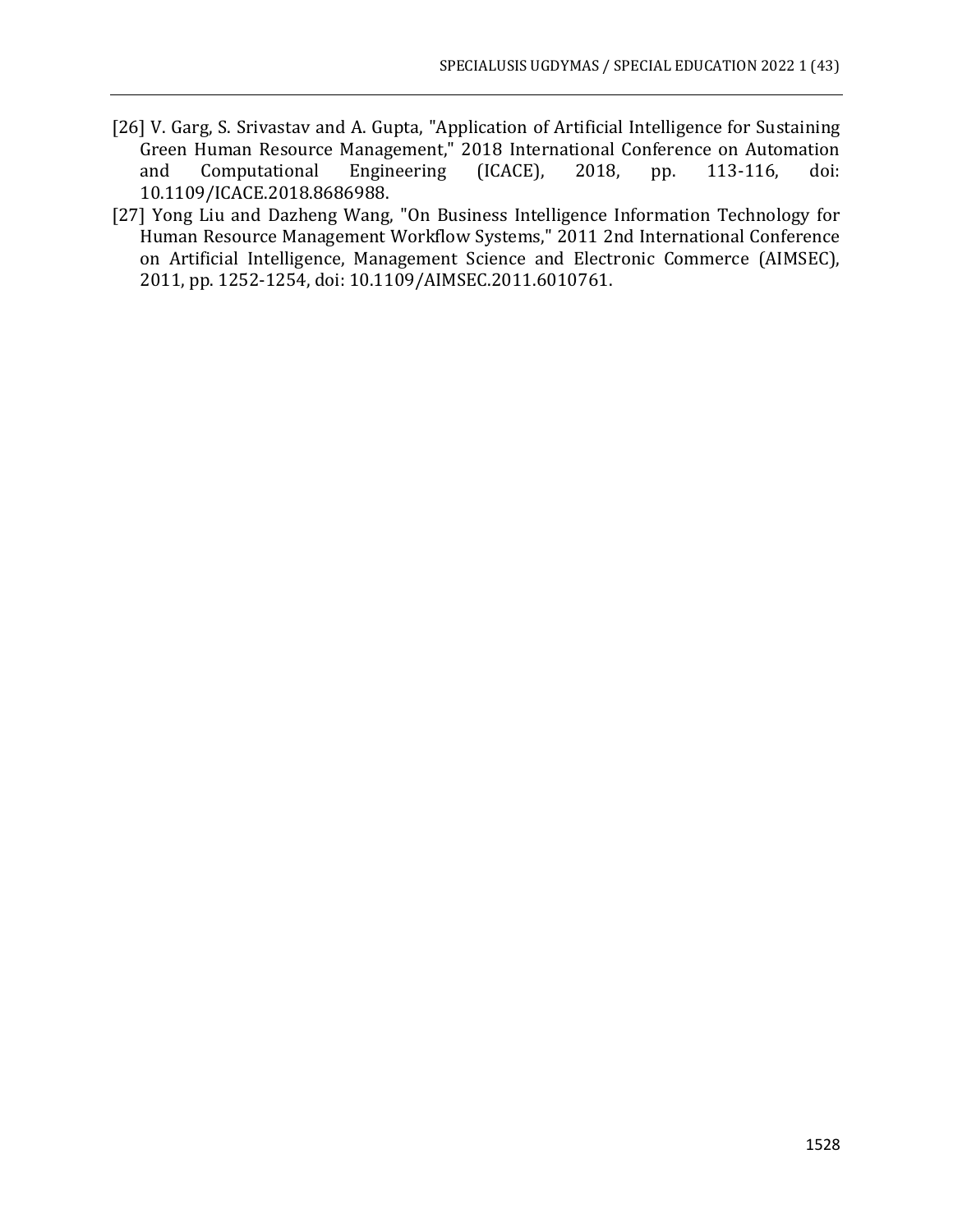[26] V. Garg, S. Srivastav and A. Gupta, "Application of Artificial Intelligence for Sustaining Green Human Resource Management," 2018 International Conference on Automation and Computational Engineering (ICACE), 2018, pp. 113-116, doi: 10.1109/ICACE.2018.8686988.

[27] Yong Liu and Dazheng Wang, "On Business Intelligence Information Technology for Human Resource Management Workflow Systems," 2011 2nd International Conference on Artificial Intelligence, Management Science and Electronic Commerce (AIMSEC), 2011, pp. 1252-1254, doi: 10.1109/AIMSEC.2011.6010761.